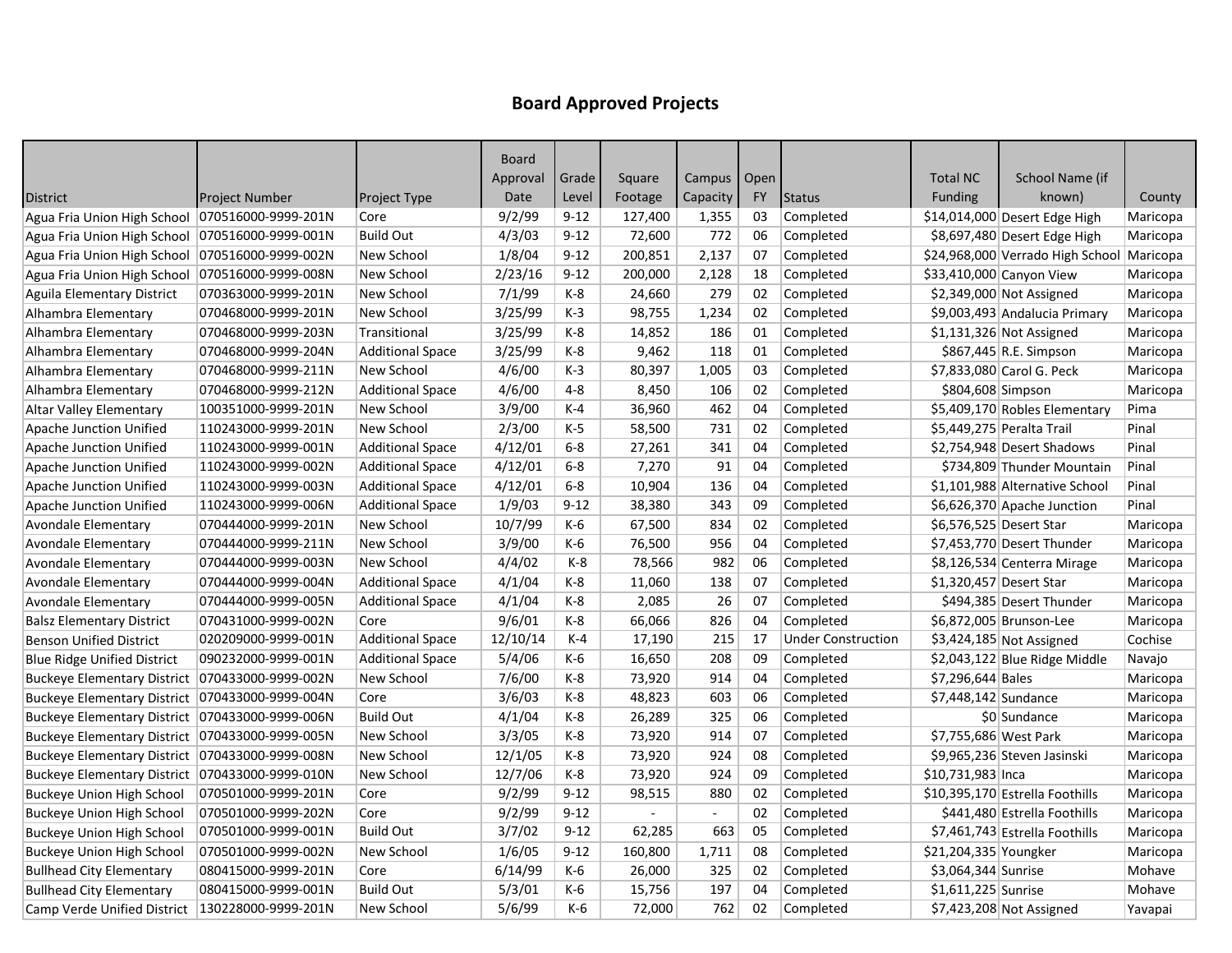# Board Approved Projects

| District | Project Number | Project Type | Board Approval Date | Grade Level | Square Footage | Campus Capacity | Open FY | Status | Total NC Funding | School Name (if known) | County |
|---|---|---|---|---|---|---|---|---|---|---|---|
| Agua Fria Union High School | 070516000-9999-201N | Core | 9/2/99 | 9-12 | 127,400 | 1,355 | 03 | Completed | $14,014,000 | Desert Edge High | Maricopa |
| Agua Fria Union High School | 070516000-9999-001N | Build Out | 4/3/03 | 9-12 | 72,600 | 772 | 06 | Completed | $8,697,480 | Desert Edge High | Maricopa |
| Agua Fria Union High School | 070516000-9999-002N | New School | 1/8/04 | 9-12 | 200,851 | 2,137 | 07 | Completed | $24,968,000 | Verrado High School | Maricopa |
| Agua Fria Union High School | 070516000-9999-008N | New School | 2/23/16 | 9-12 | 200,000 | 2,128 | 18 | Completed | $33,410,000 | Canyon View | Maricopa |
| Aguila Elementary District | 070363000-9999-201N | New School | 7/1/99 | K-8 | 24,660 | 279 | 02 | Completed | $2,349,000 | Not Assigned | Maricopa |
| Alhambra Elementary | 070468000-9999-201N | New School | 3/25/99 | K-3 | 98,755 | 1,234 | 02 | Completed | $9,003,493 | Andalucia Primary | Maricopa |
| Alhambra Elementary | 070468000-9999-203N | Transitional | 3/25/99 | K-8 | 14,852 | 186 | 01 | Completed | $1,131,326 | Not Assigned | Maricopa |
| Alhambra Elementary | 070468000-9999-204N | Additional Space | 3/25/99 | K-8 | 9,462 | 118 | 01 | Completed | $867,445 | R.E. Simpson | Maricopa |
| Alhambra Elementary | 070468000-9999-211N | New School | 4/6/00 | K-3 | 80,397 | 1,005 | 03 | Completed | $7,833,080 | Carol G. Peck | Maricopa |
| Alhambra Elementary | 070468000-9999-212N | Additional Space | 4/6/00 | 4-8 | 8,450 | 106 | 02 | Completed | $804,608 | Simpson | Maricopa |
| Altar Valley Elementary | 100351000-9999-201N | New School | 3/9/00 | K-4 | 36,960 | 462 | 04 | Completed | $5,409,170 | Robles Elementary | Pima |
| Apache Junction Unified | 110243000-9999-201N | New School | 2/3/00 | K-5 | 58,500 | 731 | 02 | Completed | $5,449,275 | Peralta Trail | Pinal |
| Apache Junction Unified | 110243000-9999-001N | Additional Space | 4/12/01 | 6-8 | 27,261 | 341 | 04 | Completed | $2,754,948 | Desert Shadows | Pinal |
| Apache Junction Unified | 110243000-9999-002N | Additional Space | 4/12/01 | 6-8 | 7,270 | 91 | 04 | Completed | $734,809 | Thunder Mountain | Pinal |
| Apache Junction Unified | 110243000-9999-003N | Additional Space | 4/12/01 | 6-8 | 10,904 | 136 | 04 | Completed | $1,101,988 | Alternative School | Pinal |
| Apache Junction Unified | 110243000-9999-006N | Additional Space | 1/9/03 | 9-12 | 38,380 | 343 | 09 | Completed | $6,626,370 | Apache Junction | Pinal |
| Avondale Elementary | 070444000-9999-201N | New School | 10/7/99 | K-6 | 67,500 | 834 | 02 | Completed | $6,576,525 | Desert Star | Maricopa |
| Avondale Elementary | 070444000-9999-211N | New School | 3/9/00 | K-6 | 76,500 | 956 | 04 | Completed | $7,453,770 | Desert Thunder | Maricopa |
| Avondale Elementary | 070444000-9999-003N | New School | 4/4/02 | K-8 | 78,566 | 982 | 06 | Completed | $8,126,534 | Centerra Mirage | Maricopa |
| Avondale Elementary | 070444000-9999-004N | Additional Space | 4/1/04 | K-8 | 11,060 | 138 | 07 | Completed | $1,320,457 | Desert Star | Maricopa |
| Avondale Elementary | 070444000-9999-005N | Additional Space | 4/1/04 | K-8 | 2,085 | 26 | 07 | Completed | $494,385 | Desert Thunder | Maricopa |
| Balsz Elementary District | 070431000-9999-002N | Core | 9/6/01 | K-8 | 66,066 | 826 | 04 | Completed | $6,872,005 | Brunson-Lee | Maricopa |
| Benson Unified District | 020209000-9999-001N | Additional Space | 12/10/14 | K-4 | 17,190 | 215 | 17 | Under Construction | $3,424,185 | Not Assigned | Cochise |
| Blue Ridge Unified District | 090232000-9999-001N | Additional Space | 5/4/06 | K-6 | 16,650 | 208 | 09 | Completed | $2,043,122 | Blue Ridge Middle | Navajo |
| Buckeye Elementary District | 070433000-9999-002N | New School | 7/6/00 | K-8 | 73,920 | 914 | 04 | Completed | $7,296,644 | Bales | Maricopa |
| Buckeye Elementary District | 070433000-9999-004N | Core | 3/6/03 | K-8 | 48,823 | 603 | 06 | Completed | $7,448,142 | Sundance | Maricopa |
| Buckeye Elementary District | 070433000-9999-006N | Build Out | 4/1/04 | K-8 | 26,289 | 325 | 06 | Completed | $0 | Sundance | Maricopa |
| Buckeye Elementary District | 070433000-9999-005N | New School | 3/3/05 | K-8 | 73,920 | 914 | 07 | Completed | $7,755,686 | West Park | Maricopa |
| Buckeye Elementary District | 070433000-9999-008N | New School | 12/1/05 | K-8 | 73,920 | 924 | 08 | Completed | $9,965,236 | Steven Jasinski | Maricopa |
| Buckeye Elementary District | 070433000-9999-010N | New School | 12/7/06 | K-8 | 73,920 | 924 | 09 | Completed | $10,731,983 | Inca | Maricopa |
| Buckeye Union High School | 070501000-9999-201N | Core | 9/2/99 | 9-12 | 98,515 | 880 | 02 | Completed | $10,395,170 | Estrella Foothills | Maricopa |
| Buckeye Union High School | 070501000-9999-202N | Core | 9/2/99 | 9-12 | - | - | 02 | Completed | $441,480 | Estrella Foothills | Maricopa |
| Buckeye Union High School | 070501000-9999-001N | Build Out | 3/7/02 | 9-12 | 62,285 | 663 | 05 | Completed | $7,461,743 | Estrella Foothills | Maricopa |
| Buckeye Union High School | 070501000-9999-002N | New School | 1/6/05 | 9-12 | 160,800 | 1,711 | 08 | Completed | $21,204,335 | Youngker | Maricopa |
| Bullhead City Elementary | 080415000-9999-201N | Core | 6/14/99 | K-6 | 26,000 | 325 | 02 | Completed | $3,064,344 | Sunrise | Mohave |
| Bullhead City Elementary | 080415000-9999-001N | Build Out | 5/3/01 | K-6 | 15,756 | 197 | 04 | Completed | $1,611,225 | Sunrise | Mohave |
| Camp Verde Unified District | 130228000-9999-201N | New School | 5/6/99 | K-6 | 72,000 | 762 | 02 | Completed | $7,423,208 | Not Assigned | Yavapai |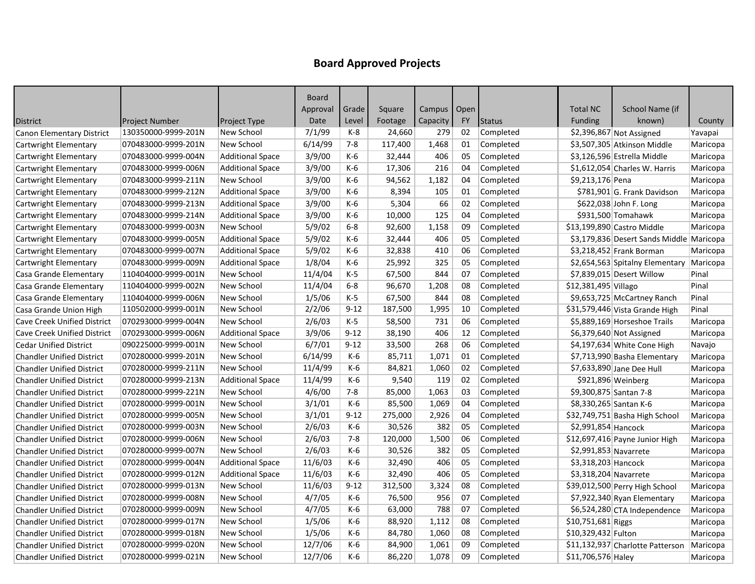# Board Approved Projects

| District | Project Number | Project Type | Board Approval Date | Grade Level | Square Footage | Campus Capacity | Open FY | Status | Total NC Funding | School Name (if known) | County |
|---|---|---|---|---|---|---|---|---|---|---|---|
| Canon Elementary District | 130350000-9999-201N | New School | 7/1/99 | K-8 | 24,660 | 279 | 02 | Completed | $2,396,867 | Not Assigned | Yavapai |
| Cartwright Elementary | 070483000-9999-201N | New School | 6/14/99 | 7-8 | 117,400 | 1,468 | 01 | Completed | $3,507,305 | Atkinson Middle | Maricopa |
| Cartwright Elementary | 070483000-9999-004N | Additional Space | 3/9/00 | K-6 | 32,444 | 406 | 05 | Completed | $3,126,596 | Estrella Middle | Maricopa |
| Cartwright Elementary | 070483000-9999-006N | Additional Space | 3/9/00 | K-6 | 17,306 | 216 | 04 | Completed | $1,612,054 | Charles W. Harris | Maricopa |
| Cartwright Elementary | 070483000-9999-211N | New School | 3/9/00 | K-6 | 94,562 | 1,182 | 04 | Completed | $9,213,176 | Pena | Maricopa |
| Cartwright Elementary | 070483000-9999-212N | Additional Space | 3/9/00 | K-6 | 8,394 | 105 | 01 | Completed | $781,901 | G. Frank Davidson | Maricopa |
| Cartwright Elementary | 070483000-9999-213N | Additional Space | 3/9/00 | K-6 | 5,304 | 66 | 02 | Completed | $622,038 | John F. Long | Maricopa |
| Cartwright Elementary | 070483000-9999-214N | Additional Space | 3/9/00 | K-6 | 10,000 | 125 | 04 | Completed | $931,500 | Tomahawk | Maricopa |
| Cartwright Elementary | 070483000-9999-003N | New School | 5/9/02 | 6-8 | 92,600 | 1,158 | 09 | Completed | $13,199,890 | Castro Middle | Maricopa |
| Cartwright Elementary | 070483000-9999-005N | Additional Space | 5/9/02 | K-6 | 32,444 | 406 | 05 | Completed | $3,179,836 | Desert Sands Middle | Maricopa |
| Cartwright Elementary | 070483000-9999-007N | Additional Space | 5/9/02 | K-6 | 32,838 | 410 | 06 | Completed | $3,218,452 | Frank Borman | Maricopa |
| Cartwright Elementary | 070483000-9999-009N | Additional Space | 1/8/04 | K-6 | 25,992 | 325 | 05 | Completed | $2,654,563 | Spitalny Elementary | Maricopa |
| Casa Grande Elementary | 110404000-9999-001N | New School | 11/4/04 | K-5 | 67,500 | 844 | 07 | Completed | $7,839,015 | Desert Willow | Pinal |
| Casa Grande Elementary | 110404000-9999-002N | New School | 11/4/04 | 6-8 | 96,670 | 1,208 | 08 | Completed | $12,381,495 | Villago | Pinal |
| Casa Grande Elementary | 110404000-9999-006N | New School | 1/5/06 | K-5 | 67,500 | 844 | 08 | Completed | $9,653,725 | McCartney Ranch | Pinal |
| Casa Grande Union High | 110502000-9999-001N | New School | 2/2/06 | 9-12 | 187,500 | 1,995 | 10 | Completed | $31,579,446 | Vista Grande High | Pinal |
| Cave Creek Unified District | 070293000-9999-004N | New School | 2/6/03 | K-5 | 58,500 | 731 | 06 | Completed | $5,889,169 | Horseshoe Trails | Maricopa |
| Cave Creek Unified District | 070293000-9999-006N | Additional Space | 3/9/06 | 9-12 | 38,190 | 406 | 12 | Completed | $6,379,640 | Not Assigned | Maricopa |
| Cedar Unified District | 090225000-9999-001N | New School | 6/7/01 | 9-12 | 33,500 | 268 | 06 | Completed | $4,197,634 | White Cone High | Navajo |
| Chandler Unified District | 070280000-9999-201N | New School | 6/14/99 | K-6 | 85,711 | 1,071 | 01 | Completed | $7,713,990 | Basha Elementary | Maricopa |
| Chandler Unified District | 070280000-9999-211N | New School | 11/4/99 | K-6 | 84,821 | 1,060 | 02 | Completed | $7,633,890 | Jane Dee Hull | Maricopa |
| Chandler Unified District | 070280000-9999-213N | Additional Space | 11/4/99 | K-6 | 9,540 | 119 | 02 | Completed | $921,896 | Weinberg | Maricopa |
| Chandler Unified District | 070280000-9999-221N | New School | 4/6/00 | 7-8 | 85,000 | 1,063 | 03 | Completed | $9,300,875 | Santan 7-8 | Maricopa |
| Chandler Unified District | 070280000-9999-001N | New School | 3/1/01 | K-6 | 85,500 | 1,069 | 04 | Completed | $8,330,265 | Santan K-6 | Maricopa |
| Chandler Unified District | 070280000-9999-005N | New School | 3/1/01 | 9-12 | 275,000 | 2,926 | 04 | Completed | $32,749,751 | Basha High School | Maricopa |
| Chandler Unified District | 070280000-9999-003N | New School | 2/6/03 | K-6 | 30,526 | 382 | 05 | Completed | $2,991,854 | Hancock | Maricopa |
| Chandler Unified District | 070280000-9999-006N | New School | 2/6/03 | 7-8 | 120,000 | 1,500 | 06 | Completed | $12,697,416 | Payne Junior High | Maricopa |
| Chandler Unified District | 070280000-9999-007N | New School | 2/6/03 | K-6 | 30,526 | 382 | 05 | Completed | $2,991,853 | Navarrete | Maricopa |
| Chandler Unified District | 070280000-9999-004N | Additional Space | 11/6/03 | K-6 | 32,490 | 406 | 05 | Completed | $3,318,203 | Hancock | Maricopa |
| Chandler Unified District | 070280000-9999-012N | Additional Space | 11/6/03 | K-6 | 32,490 | 406 | 05 | Completed | $3,318,204 | Navarrete | Maricopa |
| Chandler Unified District | 070280000-9999-013N | New School | 11/6/03 | 9-12 | 312,500 | 3,324 | 08 | Completed | $39,012,500 | Perry High School | Maricopa |
| Chandler Unified District | 070280000-9999-008N | New School | 4/7/05 | K-6 | 76,500 | 956 | 07 | Completed | $7,922,340 | Ryan Elementary | Maricopa |
| Chandler Unified District | 070280000-9999-009N | New School | 4/7/05 | K-6 | 63,000 | 788 | 07 | Completed | $6,524,280 | CTA Independence | Maricopa |
| Chandler Unified District | 070280000-9999-017N | New School | 1/5/06 | K-6 | 88,920 | 1,112 | 08 | Completed | $10,751,681 | Riggs | Maricopa |
| Chandler Unified District | 070280000-9999-018N | New School | 1/5/06 | K-6 | 84,780 | 1,060 | 08 | Completed | $10,329,432 | Fulton | Maricopa |
| Chandler Unified District | 070280000-9999-020N | New School | 12/7/06 | K-6 | 84,900 | 1,061 | 09 | Completed | $11,132,937 | Charlotte Patterson | Maricopa |
| Chandler Unified District | 070280000-9999-021N | New School | 12/7/06 | K-6 | 86,220 | 1,078 | 09 | Completed | $11,706,576 | Haley | Maricopa |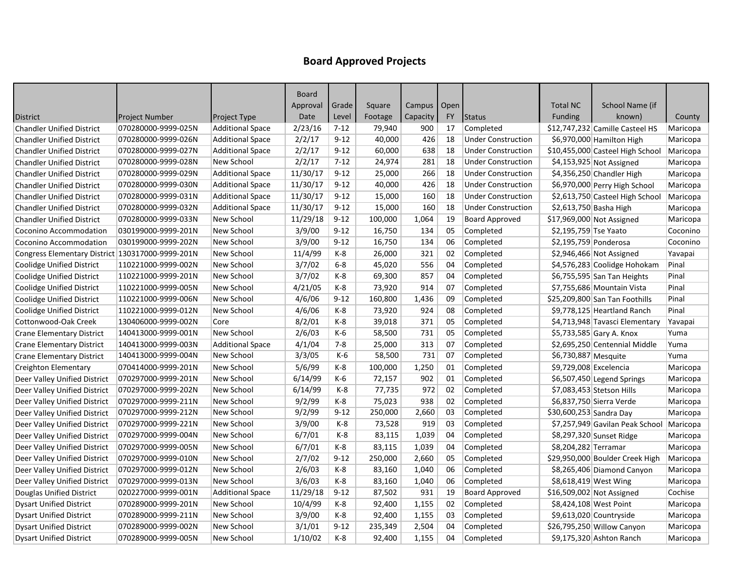# Board Approved Projects

| District | Project Number | Project Type | Board Approval Date | Grade Level | Square Footage | Campus Capacity | Open FY | Status | Total NC Funding | School Name (if known) | County |
|---|---|---|---|---|---|---|---|---|---|---|---|
| Chandler Unified District | 070280000-9999-025N | Additional Space | 2/23/16 | 7-12 | 79,940 | 900 | 17 | Completed | $12,747,232 | Camille Casteel HS | Maricopa |
| Chandler Unified District | 070280000-9999-026N | Additional Space | 2/2/17 | 9-12 | 40,000 | 426 | 18 | Under Construction | $6,970,000 | Hamilton High | Maricopa |
| Chandler Unified District | 070280000-9999-027N | Additional Space | 2/2/17 | 9-12 | 60,000 | 638 | 18 | Under Construction | $10,455,000 | Casteel High School | Maricopa |
| Chandler Unified District | 070280000-9999-028N | New School | 2/2/17 | 7-12 | 24,974 | 281 | 18 | Under Construction | $4,153,925 | Not Assigned | Maricopa |
| Chandler Unified District | 070280000-9999-029N | Additional Space | 11/30/17 | 9-12 | 25,000 | 266 | 18 | Under Construction | $4,356,250 | Chandler High | Maricopa |
| Chandler Unified District | 070280000-9999-030N | Additional Space | 11/30/17 | 9-12 | 40,000 | 426 | 18 | Under Construction | $6,970,000 | Perry High School | Maricopa |
| Chandler Unified District | 070280000-9999-031N | Additional Space | 11/30/17 | 9-12 | 15,000 | 160 | 18 | Under Construction | $2,613,750 | Casteel High School | Maricopa |
| Chandler Unified District | 070280000-9999-032N | Additional Space | 11/30/17 | 9-12 | 15,000 | 160 | 18 | Under Construction | $2,613,750 | Basha High | Maricopa |
| Chandler Unified District | 070280000-9999-033N | New School | 11/29/18 | 9-12 | 100,000 | 1,064 | 19 | Board Approved | $17,969,000 | Not Assigned | Maricopa |
| Coconino Accommodation | 030199000-9999-201N | New School | 3/9/00 | 9-12 | 16,750 | 134 | 05 | Completed | $2,195,759 | Tse Yaato | Coconino |
| Coconino Accommodation | 030199000-9999-202N | New School | 3/9/00 | 9-12 | 16,750 | 134 | 06 | Completed | $2,195,759 | Ponderosa | Coconino |
| Congress Elementary District | 130317000-9999-201N | New School | 11/4/99 | K-8 | 26,000 | 321 | 02 | Completed | $2,946,466 | Not Assigned | Yavapai |
| Coolidge Unified District | 110221000-9999-002N | New School | 3/7/02 | 6-8 | 45,020 | 556 | 04 | Completed | $4,576,283 | Coolidge Hohokam | Pinal |
| Coolidge Unified District | 110221000-9999-201N | New School | 3/7/02 | K-8 | 69,300 | 857 | 04 | Completed | $6,755,595 | San Tan Heights | Pinal |
| Coolidge Unified District | 110221000-9999-005N | New School | 4/21/05 | K-8 | 73,920 | 914 | 07 | Completed | $7,755,686 | Mountain Vista | Pinal |
| Coolidge Unified District | 110221000-9999-006N | New School | 4/6/06 | 9-12 | 160,800 | 1,436 | 09 | Completed | $25,209,800 | San Tan Foothills | Pinal |
| Coolidge Unified District | 110221000-9999-012N | New School | 4/6/06 | K-8 | 73,920 | 924 | 08 | Completed | $9,778,125 | Heartland Ranch | Pinal |
| Cottonwood-Oak Creek | 130406000-9999-002N | Core | 8/2/01 | K-8 | 39,018 | 371 | 05 | Completed | $4,713,948 | Tavasci Elementary | Yavapai |
| Crane Elementary District | 140413000-9999-001N | New School | 2/6/03 | K-6 | 58,500 | 731 | 05 | Completed | $5,733,585 | Gary A. Knox | Yuma |
| Crane Elementary District | 140413000-9999-003N | Additional Space | 4/1/04 | 7-8 | 25,000 | 313 | 07 | Completed | $2,695,250 | Centennial Middle | Yuma |
| Crane Elementary District | 140413000-9999-004N | New School | 3/3/05 | K-6 | 58,500 | 731 | 07 | Completed | $6,730,887 | Mesquite | Yuma |
| Creighton Elementary | 070414000-9999-201N | New School | 5/6/99 | K-8 | 100,000 | 1,250 | 01 | Completed | $9,729,008 | Excelencia | Maricopa |
| Deer Valley Unified District | 070297000-9999-201N | New School | 6/14/99 | K-6 | 72,157 | 902 | 01 | Completed | $6,507,450 | Legend Springs | Maricopa |
| Deer Valley Unified District | 070297000-9999-202N | New School | 6/14/99 | K-8 | 77,735 | 972 | 02 | Completed | $7,083,453 | Stetson Hills | Maricopa |
| Deer Valley Unified District | 070297000-9999-211N | New School | 9/2/99 | K-8 | 75,023 | 938 | 02 | Completed | $6,837,750 | Sierra Verde | Maricopa |
| Deer Valley Unified District | 070297000-9999-212N | New School | 9/2/99 | 9-12 | 250,000 | 2,660 | 03 | Completed | $30,600,253 | Sandra Day | Maricopa |
| Deer Valley Unified District | 070297000-9999-221N | New School | 3/9/00 | K-8 | 73,528 | 919 | 03 | Completed | $7,257,949 | Gavilan Peak School | Maricopa |
| Deer Valley Unified District | 070297000-9999-004N | New School | 6/7/01 | K-8 | 83,115 | 1,039 | 04 | Completed | $8,297,320 | Sunset Ridge | Maricopa |
| Deer Valley Unified District | 070297000-9999-005N | New School | 6/7/01 | K-8 | 83,115 | 1,039 | 04 | Completed | $8,204,282 | Terramar | Maricopa |
| Deer Valley Unified District | 070297000-9999-010N | New School | 2/7/02 | 9-12 | 250,000 | 2,660 | 05 | Completed | $29,950,000 | Boulder Creek High | Maricopa |
| Deer Valley Unified District | 070297000-9999-012N | New School | 2/6/03 | K-8 | 83,160 | 1,040 | 06 | Completed | $8,265,406 | Diamond Canyon | Maricopa |
| Deer Valley Unified District | 070297000-9999-013N | New School | 3/6/03 | K-8 | 83,160 | 1,040 | 06 | Completed | $8,618,419 | West Wing | Maricopa |
| Douglas Unified District | 020227000-9999-001N | Additional Space | 11/29/18 | 9-12 | 87,502 | 931 | 19 | Board Approved | $16,509,002 | Not Assigned | Cochise |
| Dysart Unified District | 070289000-9999-201N | New School | 10/4/99 | K-8 | 92,400 | 1,155 | 02 | Completed | $8,424,108 | West Point | Maricopa |
| Dysart Unified District | 070289000-9999-211N | New School | 3/9/00 | K-8 | 92,400 | 1,155 | 03 | Completed | $9,613,020 | Countryside | Maricopa |
| Dysart Unified District | 070289000-9999-002N | New School | 3/1/01 | 9-12 | 235,349 | 2,504 | 04 | Completed | $26,795,250 | Willow Canyon | Maricopa |
| Dysart Unified District | 070289000-9999-005N | New School | 1/10/02 | K-8 | 92,400 | 1,155 | 04 | Completed | $9,175,320 | Ashton Ranch | Maricopa |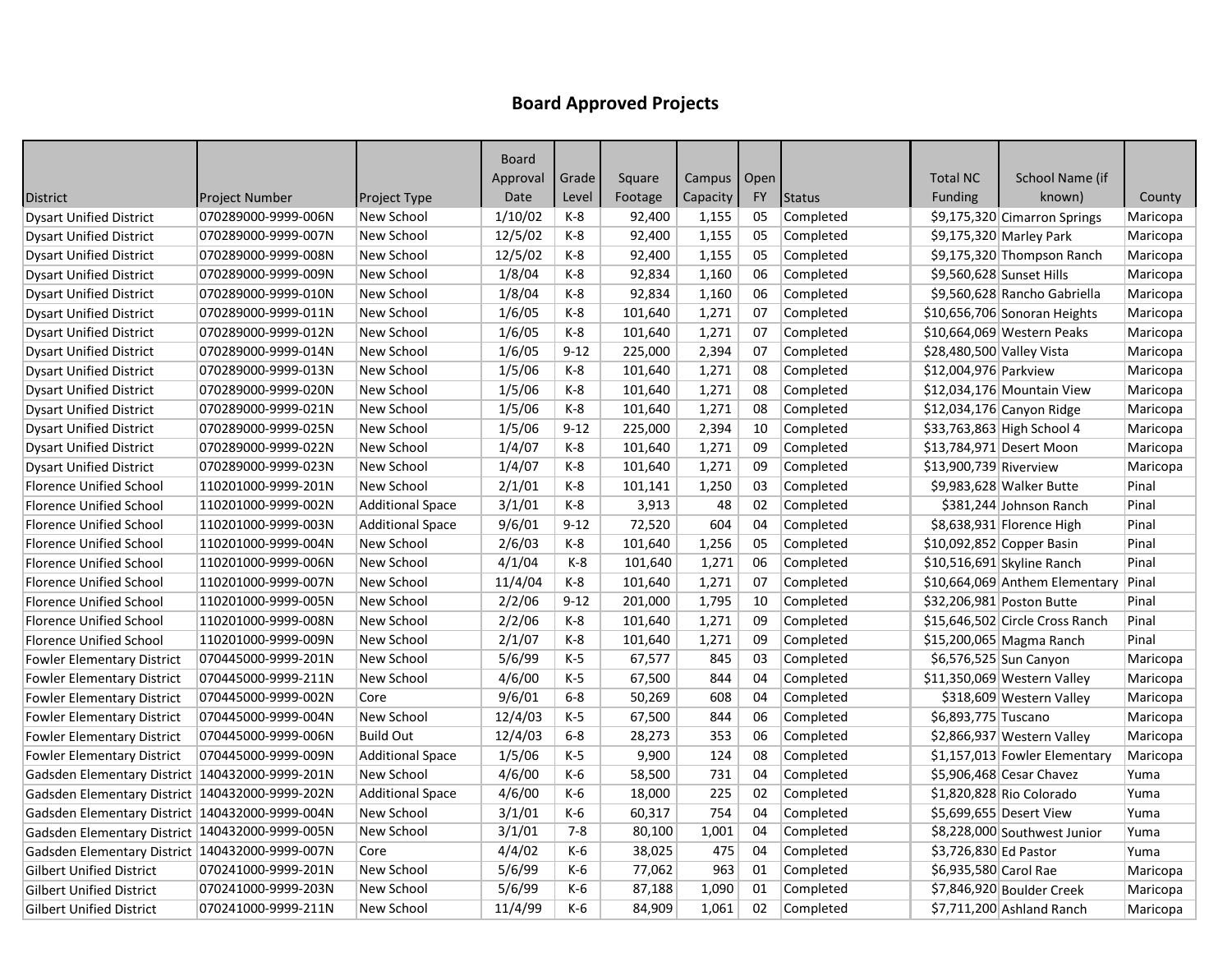# Board Approved Projects

| District | Project Number | Project Type | Board Approval Date | Grade Level | Square Footage | Campus Capacity | Open FY | Status | Total NC Funding | School Name (if known) | County |
|---|---|---|---|---|---|---|---|---|---|---|---|
| Dysart Unified District | 070289000-9999-006N | New School | 1/10/02 | K-8 | 92,400 | 1,155 | 05 | Completed | $9,175,320 | Cimarron Springs | Maricopa |
| Dysart Unified District | 070289000-9999-007N | New School | 12/5/02 | K-8 | 92,400 | 1,155 | 05 | Completed | $9,175,320 | Marley Park | Maricopa |
| Dysart Unified District | 070289000-9999-008N | New School | 12/5/02 | K-8 | 92,400 | 1,155 | 05 | Completed | $9,175,320 | Thompson Ranch | Maricopa |
| Dysart Unified District | 070289000-9999-009N | New School | 1/8/04 | K-8 | 92,834 | 1,160 | 06 | Completed | $9,560,628 | Sunset Hills | Maricopa |
| Dysart Unified District | 070289000-9999-010N | New School | 1/8/04 | K-8 | 92,834 | 1,160 | 06 | Completed | $9,560,628 | Rancho Gabriella | Maricopa |
| Dysart Unified District | 070289000-9999-011N | New School | 1/6/05 | K-8 | 101,640 | 1,271 | 07 | Completed | $10,656,706 | Sonoran Heights | Maricopa |
| Dysart Unified District | 070289000-9999-012N | New School | 1/6/05 | K-8 | 101,640 | 1,271 | 07 | Completed | $10,664,069 | Western Peaks | Maricopa |
| Dysart Unified District | 070289000-9999-014N | New School | 1/6/05 | 9-12 | 225,000 | 2,394 | 07 | Completed | $28,480,500 | Valley Vista | Maricopa |
| Dysart Unified District | 070289000-9999-013N | New School | 1/5/06 | K-8 | 101,640 | 1,271 | 08 | Completed | $12,004,976 | Parkview | Maricopa |
| Dysart Unified District | 070289000-9999-020N | New School | 1/5/06 | K-8 | 101,640 | 1,271 | 08 | Completed | $12,034,176 | Mountain View | Maricopa |
| Dysart Unified District | 070289000-9999-021N | New School | 1/5/06 | K-8 | 101,640 | 1,271 | 08 | Completed | $12,034,176 | Canyon Ridge | Maricopa |
| Dysart Unified District | 070289000-9999-025N | New School | 1/5/06 | 9-12 | 225,000 | 2,394 | 10 | Completed | $33,763,863 | High School 4 | Maricopa |
| Dysart Unified District | 070289000-9999-022N | New School | 1/4/07 | K-8 | 101,640 | 1,271 | 09 | Completed | $13,784,971 | Desert Moon | Maricopa |
| Dysart Unified District | 070289000-9999-023N | New School | 1/4/07 | K-8 | 101,640 | 1,271 | 09 | Completed | $13,900,739 | Riverview | Maricopa |
| Florence Unified School | 110201000-9999-201N | New School | 2/1/01 | K-8 | 101,141 | 1,250 | 03 | Completed | $9,983,628 | Walker Butte | Pinal |
| Florence Unified School | 110201000-9999-002N | Additional Space | 3/1/01 | K-8 | 3,913 | 48 | 02 | Completed | $381,244 | Johnson Ranch | Pinal |
| Florence Unified School | 110201000-9999-003N | Additional Space | 9/6/01 | 9-12 | 72,520 | 604 | 04 | Completed | $8,638,931 | Florence High | Pinal |
| Florence Unified School | 110201000-9999-004N | New School | 2/6/03 | K-8 | 101,640 | 1,256 | 05 | Completed | $10,092,852 | Copper Basin | Pinal |
| Florence Unified School | 110201000-9999-006N | New School | 4/1/04 | K-8 | 101,640 | 1,271 | 06 | Completed | $10,516,691 | Skyline Ranch | Pinal |
| Florence Unified School | 110201000-9999-007N | New School | 11/4/04 | K-8 | 101,640 | 1,271 | 07 | Completed | $10,664,069 | Anthem Elementary | Pinal |
| Florence Unified School | 110201000-9999-005N | New School | 2/2/06 | 9-12 | 201,000 | 1,795 | 10 | Completed | $32,206,981 | Poston Butte | Pinal |
| Florence Unified School | 110201000-9999-008N | New School | 2/2/06 | K-8 | 101,640 | 1,271 | 09 | Completed | $15,646,502 | Circle Cross Ranch | Pinal |
| Florence Unified School | 110201000-9999-009N | New School | 2/1/07 | K-8 | 101,640 | 1,271 | 09 | Completed | $15,200,065 | Magma Ranch | Pinal |
| Fowler Elementary District | 070445000-9999-201N | New School | 5/6/99 | K-5 | 67,577 | 845 | 03 | Completed | $6,576,525 | Sun Canyon | Maricopa |
| Fowler Elementary District | 070445000-9999-211N | New School | 4/6/00 | K-5 | 67,500 | 844 | 04 | Completed | $11,350,069 | Western Valley | Maricopa |
| Fowler Elementary District | 070445000-9999-002N | Core | 9/6/01 | 6-8 | 50,269 | 608 | 04 | Completed | $318,609 | Western Valley | Maricopa |
| Fowler Elementary District | 070445000-9999-004N | New School | 12/4/03 | K-5 | 67,500 | 844 | 06 | Completed | $6,893,775 | Tuscano | Maricopa |
| Fowler Elementary District | 070445000-9999-006N | Build Out | 12/4/03 | 6-8 | 28,273 | 353 | 06 | Completed | $2,866,937 | Western Valley | Maricopa |
| Fowler Elementary District | 070445000-9999-009N | Additional Space | 1/5/06 | K-5 | 9,900 | 124 | 08 | Completed | $1,157,013 | Fowler Elementary | Maricopa |
| Gadsden Elementary District | 140432000-9999-201N | New School | 4/6/00 | K-6 | 58,500 | 731 | 04 | Completed | $5,906,468 | Cesar Chavez | Yuma |
| Gadsden Elementary District | 140432000-9999-202N | Additional Space | 4/6/00 | K-6 | 18,000 | 225 | 02 | Completed | $1,820,828 | Rio Colorado | Yuma |
| Gadsden Elementary District | 140432000-9999-004N | New School | 3/1/01 | K-6 | 60,317 | 754 | 04 | Completed | $5,699,655 | Desert View | Yuma |
| Gadsden Elementary District | 140432000-9999-005N | New School | 3/1/01 | 7-8 | 80,100 | 1,001 | 04 | Completed | $8,228,000 | Southwest Junior | Yuma |
| Gadsden Elementary District | 140432000-9999-007N | Core | 4/4/02 | K-6 | 38,025 | 475 | 04 | Completed | $3,726,830 | Ed Pastor | Yuma |
| Gilbert Unified District | 070241000-9999-201N | New School | 5/6/99 | K-6 | 77,062 | 963 | 01 | Completed | $6,935,580 | Carol Rae | Maricopa |
| Gilbert Unified District | 070241000-9999-203N | New School | 5/6/99 | K-6 | 87,188 | 1,090 | 01 | Completed | $7,846,920 | Boulder Creek | Maricopa |
| Gilbert Unified District | 070241000-9999-211N | New School | 11/4/99 | K-6 | 84,909 | 1,061 | 02 | Completed | $7,711,200 | Ashland Ranch | Maricopa |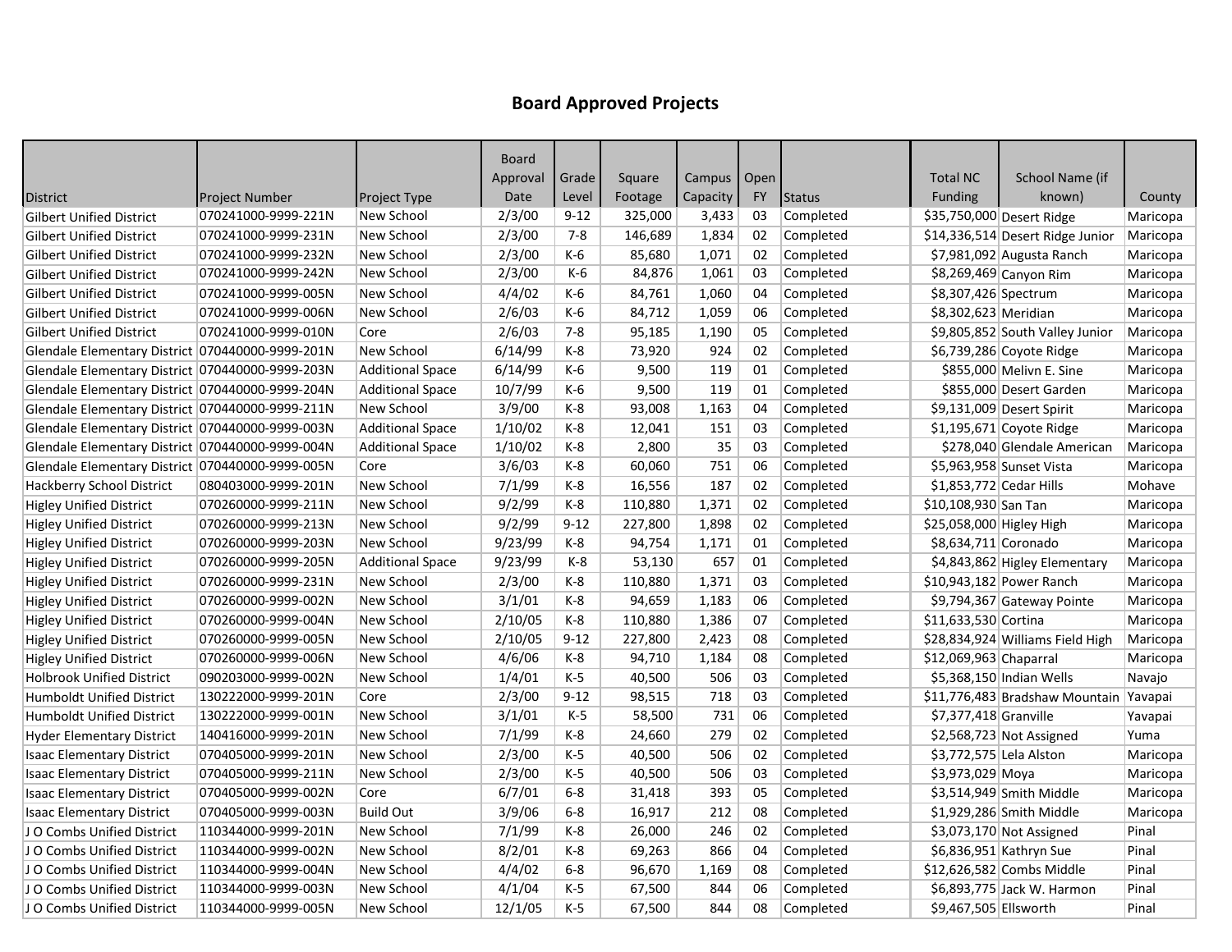## Board Approved Projects

| District | Project Number | Project Type | Board Approval Date | Grade Level | Square Footage | Campus Capacity | Open FY | Status | Total NC Funding | School Name (if known) | County |
|---|---|---|---|---|---|---|---|---|---|---|---|
| Gilbert Unified District | 070241000-9999-221N | New School | 2/3/00 | 9-12 | 325,000 | 3,433 | 03 | Completed | $35,750,000 | Desert Ridge | Maricopa |
| Gilbert Unified District | 070241000-9999-231N | New School | 2/3/00 | 7-8 | 146,689 | 1,834 | 02 | Completed | $14,336,514 | Desert Ridge Junior | Maricopa |
| Gilbert Unified District | 070241000-9999-232N | New School | 2/3/00 | K-6 | 85,680 | 1,071 | 02 | Completed | $7,981,092 | Augusta Ranch | Maricopa |
| Gilbert Unified District | 070241000-9999-242N | New School | 2/3/00 | K-6 | 84,876 | 1,061 | 03 | Completed | $8,269,469 | Canyon Rim | Maricopa |
| Gilbert Unified District | 070241000-9999-005N | New School | 4/4/02 | K-6 | 84,761 | 1,060 | 04 | Completed | $8,307,426 | Spectrum | Maricopa |
| Gilbert Unified District | 070241000-9999-006N | New School | 2/6/03 | K-6 | 84,712 | 1,059 | 06 | Completed | $8,302,623 | Meridian | Maricopa |
| Gilbert Unified District | 070241000-9999-010N | Core | 2/6/03 | 7-8 | 95,185 | 1,190 | 05 | Completed | $9,805,852 | South Valley Junior | Maricopa |
| Glendale Elementary District | 070440000-9999-201N | New School | 6/14/99 | K-8 | 73,920 | 924 | 02 | Completed | $6,739,286 | Coyote Ridge | Maricopa |
| Glendale Elementary District | 070440000-9999-203N | Additional Space | 6/14/99 | K-6 | 9,500 | 119 | 01 | Completed | $855,000 | Melivn E. Sine | Maricopa |
| Glendale Elementary District | 070440000-9999-204N | Additional Space | 10/7/99 | K-6 | 9,500 | 119 | 01 | Completed | $855,000 | Desert Garden | Maricopa |
| Glendale Elementary District | 070440000-9999-211N | New School | 3/9/00 | K-8 | 93,008 | 1,163 | 04 | Completed | $9,131,009 | Desert Spirit | Maricopa |
| Glendale Elementary District | 070440000-9999-003N | Additional Space | 1/10/02 | K-8 | 12,041 | 151 | 03 | Completed | $1,195,671 | Coyote Ridge | Maricopa |
| Glendale Elementary District | 070440000-9999-004N | Additional Space | 1/10/02 | K-8 | 2,800 | 35 | 03 | Completed | $278,040 | Glendale American | Maricopa |
| Glendale Elementary District | 070440000-9999-005N | Core | 3/6/03 | K-8 | 60,060 | 751 | 06 | Completed | $5,963,958 | Sunset Vista | Maricopa |
| Hackberry School District | 080403000-9999-201N | New School | 7/1/99 | K-8 | 16,556 | 187 | 02 | Completed | $1,853,772 | Cedar Hills | Mohave |
| Higley Unified District | 070260000-9999-211N | New School | 9/2/99 | K-8 | 110,880 | 1,371 | 02 | Completed | $10,108,930 | San Tan | Maricopa |
| Higley Unified District | 070260000-9999-213N | New School | 9/2/99 | 9-12 | 227,800 | 1,898 | 02 | Completed | $25,058,000 | Higley High | Maricopa |
| Higley Unified District | 070260000-9999-203N | New School | 9/23/99 | K-8 | 94,754 | 1,171 | 01 | Completed | $8,634,711 | Coronado | Maricopa |
| Higley Unified District | 070260000-9999-205N | Additional Space | 9/23/99 | K-8 | 53,130 | 657 | 01 | Completed | $4,843,862 | Higley Elementary | Maricopa |
| Higley Unified District | 070260000-9999-231N | New School | 2/3/00 | K-8 | 110,880 | 1,371 | 03 | Completed | $10,943,182 | Power Ranch | Maricopa |
| Higley Unified District | 070260000-9999-002N | New School | 3/1/01 | K-8 | 94,659 | 1,183 | 06 | Completed | $9,794,367 | Gateway Pointe | Maricopa |
| Higley Unified District | 070260000-9999-004N | New School | 2/10/05 | K-8 | 110,880 | 1,386 | 07 | Completed | $11,633,530 | Cortina | Maricopa |
| Higley Unified District | 070260000-9999-005N | New School | 2/10/05 | 9-12 | 227,800 | 2,423 | 08 | Completed | $28,834,924 | Williams Field High | Maricopa |
| Higley Unified District | 070260000-9999-006N | New School | 4/6/06 | K-8 | 94,710 | 1,184 | 08 | Completed | $12,069,963 | Chaparral | Maricopa |
| Holbrook Unified District | 090203000-9999-002N | New School | 1/4/01 | K-5 | 40,500 | 506 | 03 | Completed | $5,368,150 | Indian Wells | Navajo |
| Humboldt Unified District | 130222000-9999-201N | Core | 2/3/00 | 9-12 | 98,515 | 718 | 03 | Completed | $11,776,483 | Bradshaw Mountain | Yavapai |
| Humboldt Unified District | 130222000-9999-001N | New School | 3/1/01 | K-5 | 58,500 | 731 | 06 | Completed | $7,377,418 | Granville | Yavapai |
| Hyder Elementary District | 140416000-9999-201N | New School | 7/1/99 | K-8 | 24,660 | 279 | 02 | Completed | $2,568,723 | Not Assigned | Yuma |
| Isaac Elementary District | 070405000-9999-201N | New School | 2/3/00 | K-5 | 40,500 | 506 | 02 | Completed | $3,772,575 | Lela Alston | Maricopa |
| Isaac Elementary District | 070405000-9999-211N | New School | 2/3/00 | K-5 | 40,500 | 506 | 03 | Completed | $3,973,029 | Moya | Maricopa |
| Isaac Elementary District | 070405000-9999-002N | Core | 6/7/01 | 6-8 | 31,418 | 393 | 05 | Completed | $3,514,949 | Smith Middle | Maricopa |
| Isaac Elementary District | 070405000-9999-003N | Build Out | 3/9/06 | 6-8 | 16,917 | 212 | 08 | Completed | $1,929,286 | Smith Middle | Maricopa |
| J O Combs Unified District | 110344000-9999-201N | New School | 7/1/99 | K-8 | 26,000 | 246 | 02 | Completed | $3,073,170 | Not Assigned | Pinal |
| J O Combs Unified District | 110344000-9999-002N | New School | 8/2/01 | K-8 | 69,263 | 866 | 04 | Completed | $6,836,951 | Kathryn Sue | Pinal |
| J O Combs Unified District | 110344000-9999-004N | New School | 4/4/02 | 6-8 | 96,670 | 1,169 | 08 | Completed | $12,626,582 | Combs Middle | Pinal |
| J O Combs Unified District | 110344000-9999-003N | New School | 4/1/04 | K-5 | 67,500 | 844 | 06 | Completed | $6,893,775 | Jack W. Harmon | Pinal |
| J O Combs Unified District | 110344000-9999-005N | New School | 12/1/05 | K-5 | 67,500 | 844 | 08 | Completed | $9,467,505 | Ellsworth | Pinal |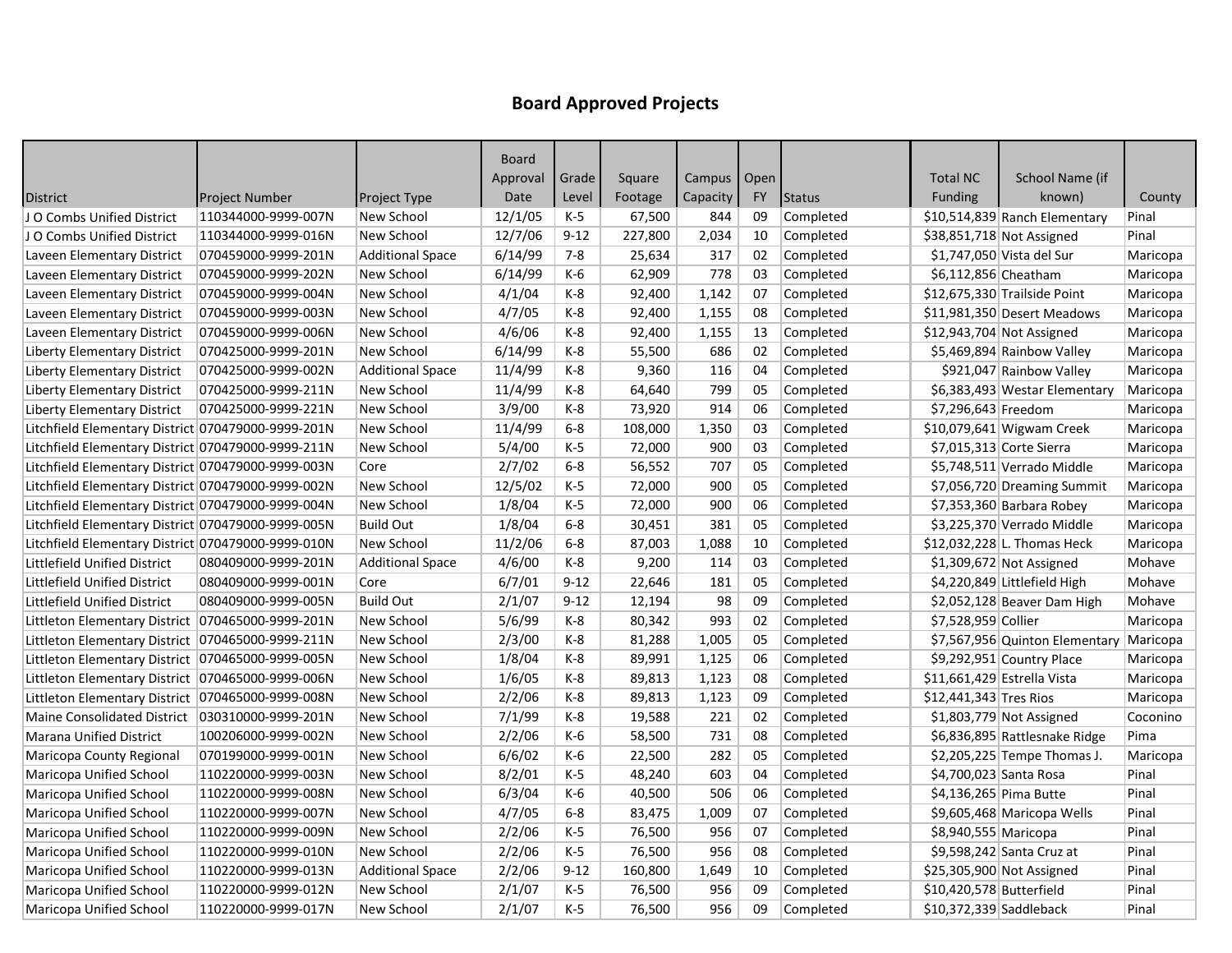# Board Approved Projects

| District | Project Number | Project Type | Board Approval Date | Grade Level | Square Footage | Campus Capacity | Open FY | Status | Total NC Funding | School Name (if known) | County |
|---|---|---|---|---|---|---|---|---|---|---|---|
| J O Combs Unified District | 110344000-9999-007N | New School | 12/1/05 | K-5 | 67,500 | 844 | 09 | Completed | $10,514,839 | Ranch Elementary | Pinal |
| J O Combs Unified District | 110344000-9999-016N | New School | 12/7/06 | 9-12 | 227,800 | 2,034 | 10 | Completed | $38,851,718 | Not Assigned | Pinal |
| Laveen Elementary District | 070459000-9999-201N | Additional Space | 6/14/99 | 7-8 | 25,634 | 317 | 02 | Completed | $1,747,050 | Vista del Sur | Maricopa |
| Laveen Elementary District | 070459000-9999-202N | New School | 6/14/99 | K-6 | 62,909 | 778 | 03 | Completed | $6,112,856 | Cheatham | Maricopa |
| Laveen Elementary District | 070459000-9999-004N | New School | 4/1/04 | K-8 | 92,400 | 1,142 | 07 | Completed | $12,675,330 | Trailside Point | Maricopa |
| Laveen Elementary District | 070459000-9999-003N | New School | 4/7/05 | K-8 | 92,400 | 1,155 | 08 | Completed | $11,981,350 | Desert Meadows | Maricopa |
| Laveen Elementary District | 070459000-9999-006N | New School | 4/6/06 | K-8 | 92,400 | 1,155 | 13 | Completed | $12,943,704 | Not Assigned | Maricopa |
| Liberty Elementary District | 070425000-9999-201N | New School | 6/14/99 | K-8 | 55,500 | 686 | 02 | Completed | $5,469,894 | Rainbow Valley | Maricopa |
| Liberty Elementary District | 070425000-9999-002N | Additional Space | 11/4/99 | K-8 | 9,360 | 116 | 04 | Completed | $921,047 | Rainbow Valley | Maricopa |
| Liberty Elementary District | 070425000-9999-211N | New School | 11/4/99 | K-8 | 64,640 | 799 | 05 | Completed | $6,383,493 | Westar Elementary | Maricopa |
| Liberty Elementary District | 070425000-9999-221N | New School | 3/9/00 | K-8 | 73,920 | 914 | 06 | Completed | $7,296,643 | Freedom | Maricopa |
| Litchfield Elementary District | 070479000-9999-201N | New School | 11/4/99 | 6-8 | 108,000 | 1,350 | 03 | Completed | $10,079,641 | Wigwam Creek | Maricopa |
| Litchfield Elementary District | 070479000-9999-211N | New School | 5/4/00 | K-5 | 72,000 | 900 | 03 | Completed | $7,015,313 | Corte Sierra | Maricopa |
| Litchfield Elementary District | 070479000-9999-003N | Core | 2/7/02 | 6-8 | 56,552 | 707 | 05 | Completed | $5,748,511 | Verrado Middle | Maricopa |
| Litchfield Elementary District | 070479000-9999-002N | New School | 12/5/02 | K-5 | 72,000 | 900 | 05 | Completed | $7,056,720 | Dreaming Summit | Maricopa |
| Litchfield Elementary District | 070479000-9999-004N | New School | 1/8/04 | K-5 | 72,000 | 900 | 06 | Completed | $7,353,360 | Barbara Robey | Maricopa |
| Litchfield Elementary District | 070479000-9999-005N | Build Out | 1/8/04 | 6-8 | 30,451 | 381 | 05 | Completed | $3,225,370 | Verrado Middle | Maricopa |
| Litchfield Elementary District | 070479000-9999-010N | New School | 11/2/06 | 6-8 | 87,003 | 1,088 | 10 | Completed | $12,032,228 | L. Thomas Heck | Maricopa |
| Littlefield Unified District | 080409000-9999-201N | Additional Space | 4/6/00 | K-8 | 9,200 | 114 | 03 | Completed | $1,309,672 | Not Assigned | Mohave |
| Littlefield Unified District | 080409000-9999-001N | Core | 6/7/01 | 9-12 | 22,646 | 181 | 05 | Completed | $4,220,849 | Littlefield High | Mohave |
| Littlefield Unified District | 080409000-9999-005N | Build Out | 2/1/07 | 9-12 | 12,194 | 98 | 09 | Completed | $2,052,128 | Beaver Dam High | Mohave |
| Littleton Elementary District | 070465000-9999-201N | New School | 5/6/99 | K-8 | 80,342 | 993 | 02 | Completed | $7,528,959 | Collier | Maricopa |
| Littleton Elementary District | 070465000-9999-211N | New School | 2/3/00 | K-8 | 81,288 | 1,005 | 05 | Completed | $7,567,956 | Quinton Elementary | Maricopa |
| Littleton Elementary District | 070465000-9999-005N | New School | 1/8/04 | K-8 | 89,991 | 1,125 | 06 | Completed | $9,292,951 | Country Place | Maricopa |
| Littleton Elementary District | 070465000-9999-006N | New School | 1/6/05 | K-8 | 89,813 | 1,123 | 08 | Completed | $11,661,429 | Estrella Vista | Maricopa |
| Littleton Elementary District | 070465000-9999-008N | New School | 2/2/06 | K-8 | 89,813 | 1,123 | 09 | Completed | $12,441,343 | Tres Rios | Maricopa |
| Maine Consolidated District | 030310000-9999-201N | New School | 7/1/99 | K-8 | 19,588 | 221 | 02 | Completed | $1,803,779 | Not Assigned | Coconino |
| Marana Unified District | 100206000-9999-002N | New School | 2/2/06 | K-6 | 58,500 | 731 | 08 | Completed | $6,836,895 | Rattlesnake Ridge | Pima |
| Maricopa County Regional | 070199000-9999-001N | New School | 6/6/02 | K-6 | 22,500 | 282 | 05 | Completed | $2,205,225 | Tempe Thomas J. | Maricopa |
| Maricopa Unified School | 110220000-9999-003N | New School | 8/2/01 | K-5 | 48,240 | 603 | 04 | Completed | $4,700,023 | Santa Rosa | Pinal |
| Maricopa Unified School | 110220000-9999-008N | New School | 6/3/04 | K-6 | 40,500 | 506 | 06 | Completed | $4,136,265 | Pima Butte | Pinal |
| Maricopa Unified School | 110220000-9999-007N | New School | 4/7/05 | 6-8 | 83,475 | 1,009 | 07 | Completed | $9,605,468 | Maricopa Wells | Pinal |
| Maricopa Unified School | 110220000-9999-009N | New School | 2/2/06 | K-5 | 76,500 | 956 | 07 | Completed | $8,940,555 | Maricopa | Pinal |
| Maricopa Unified School | 110220000-9999-010N | New School | 2/2/06 | K-5 | 76,500 | 956 | 08 | Completed | $9,598,242 | Santa Cruz at | Pinal |
| Maricopa Unified School | 110220000-9999-013N | Additional Space | 2/2/06 | 9-12 | 160,800 | 1,649 | 10 | Completed | $25,305,900 | Not Assigned | Pinal |
| Maricopa Unified School | 110220000-9999-012N | New School | 2/1/07 | K-5 | 76,500 | 956 | 09 | Completed | $10,420,578 | Butterfield | Pinal |
| Maricopa Unified School | 110220000-9999-017N | New School | 2/1/07 | K-5 | 76,500 | 956 | 09 | Completed | $10,372,339 | Saddleback | Pinal |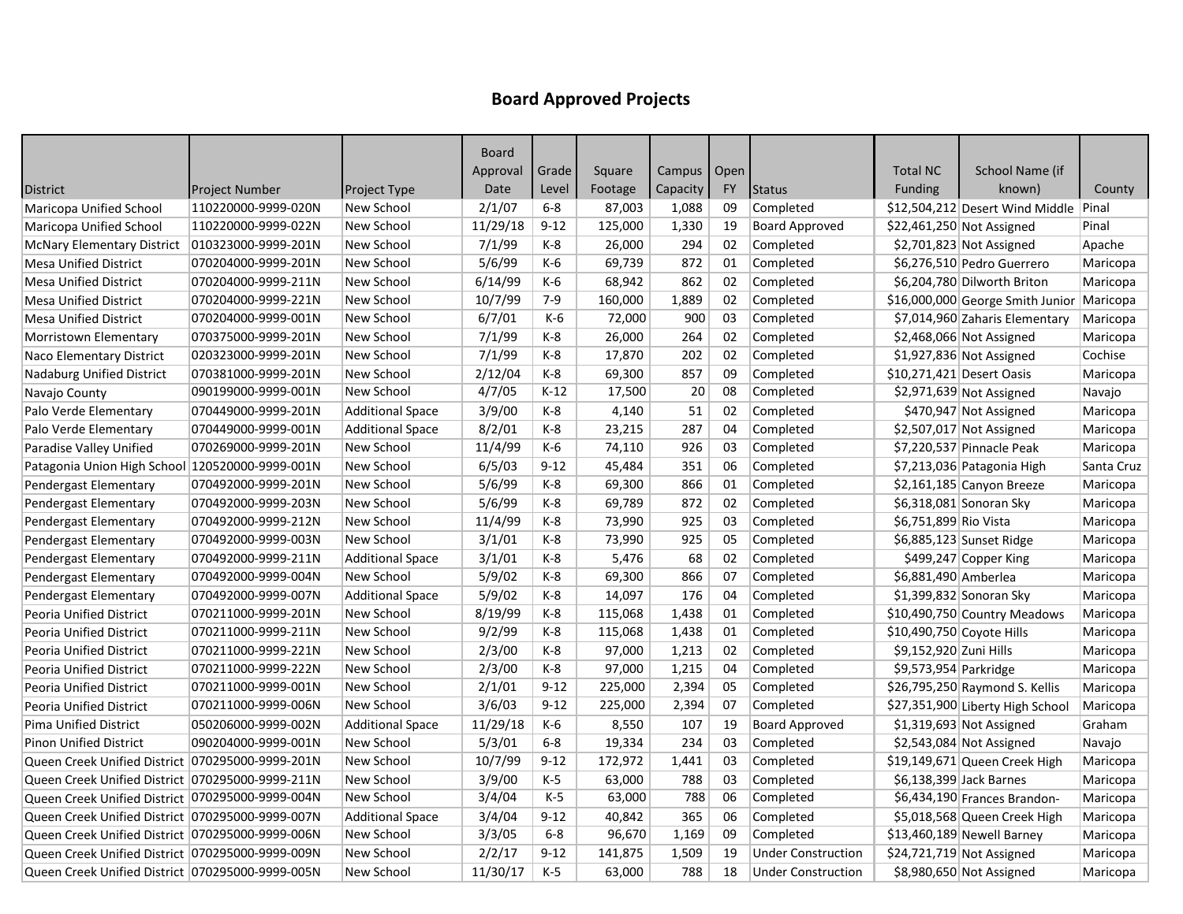# Board Approved Projects

| District | Project Number | Project Type | Board Approval Date | Grade Level | Square Footage | Campus Capacity | Open FY | Status | Total NC Funding | School Name (if known) | County |
|---|---|---|---|---|---|---|---|---|---|---|---|
| Maricopa Unified School | 110220000-9999-020N | New School | 2/1/07 | 6-8 | 87,003 | 1,088 | 09 | Completed | $12,504,212 | Desert Wind Middle | Pinal |
| Maricopa Unified School | 110220000-9999-022N | New School | 11/29/18 | 9-12 | 125,000 | 1,330 | 19 | Board Approved | $22,461,250 | Not Assigned | Pinal |
| McNary Elementary District | 010323000-9999-201N | New School | 7/1/99 | K-8 | 26,000 | 294 | 02 | Completed | $2,701,823 | Not Assigned | Apache |
| Mesa Unified District | 070204000-9999-201N | New School | 5/6/99 | K-6 | 69,739 | 872 | 01 | Completed | $6,276,510 | Pedro Guerrero | Maricopa |
| Mesa Unified District | 070204000-9999-211N | New School | 6/14/99 | K-6 | 68,942 | 862 | 02 | Completed | $6,204,780 | Dilworth Briton | Maricopa |
| Mesa Unified District | 070204000-9999-221N | New School | 10/7/99 | 7-9 | 160,000 | 1,889 | 02 | Completed | $16,000,000 | George Smith Junior | Maricopa |
| Mesa Unified District | 070204000-9999-001N | New School | 6/7/01 | K-6 | 72,000 | 900 | 03 | Completed | $7,014,960 | Zaharis Elementary | Maricopa |
| Morristown Elementary | 070375000-9999-201N | New School | 7/1/99 | K-8 | 26,000 | 264 | 02 | Completed | $2,468,066 | Not Assigned | Maricopa |
| Naco Elementary District | 020323000-9999-201N | New School | 7/1/99 | K-8 | 17,870 | 202 | 02 | Completed | $1,927,836 | Not Assigned | Cochise |
| Nadaburg Unified District | 070381000-9999-201N | New School | 2/12/04 | K-8 | 69,300 | 857 | 09 | Completed | $10,271,421 | Desert Oasis | Maricopa |
| Navajo County | 090199000-9999-001N | New School | 4/7/05 | K-12 | 17,500 | 20 | 08 | Completed | $2,971,639 | Not Assigned | Navajo |
| Palo Verde Elementary | 070449000-9999-201N | Additional Space | 3/9/00 | K-8 | 4,140 | 51 | 02 | Completed | $470,947 | Not Assigned | Maricopa |
| Palo Verde Elementary | 070449000-9999-001N | Additional Space | 8/2/01 | K-8 | 23,215 | 287 | 04 | Completed | $2,507,017 | Not Assigned | Maricopa |
| Paradise Valley Unified | 070269000-9999-201N | New School | 11/4/99 | K-6 | 74,110 | 926 | 03 | Completed | $7,220,537 | Pinnacle Peak | Maricopa |
| Patagonia Union High School | 120520000-9999-001N | New School | 6/5/03 | 9-12 | 45,484 | 351 | 06 | Completed | $7,213,036 | Patagonia High | Santa Cruz |
| Pendergast Elementary | 070492000-9999-201N | New School | 5/6/99 | K-8 | 69,300 | 866 | 01 | Completed | $2,161,185 | Canyon Breeze | Maricopa |
| Pendergast Elementary | 070492000-9999-203N | New School | 5/6/99 | K-8 | 69,789 | 872 | 02 | Completed | $6,318,081 | Sonoran Sky | Maricopa |
| Pendergast Elementary | 070492000-9999-212N | New School | 11/4/99 | K-8 | 73,990 | 925 | 03 | Completed | $6,751,899 | Rio Vista | Maricopa |
| Pendergast Elementary | 070492000-9999-003N | New School | 3/1/01 | K-8 | 73,990 | 925 | 05 | Completed | $6,885,123 | Sunset Ridge | Maricopa |
| Pendergast Elementary | 070492000-9999-211N | Additional Space | 3/1/01 | K-8 | 5,476 | 68 | 02 | Completed | $499,247 | Copper King | Maricopa |
| Pendergast Elementary | 070492000-9999-004N | New School | 5/9/02 | K-8 | 69,300 | 866 | 07 | Completed | $6,881,490 | Amberlea | Maricopa |
| Pendergast Elementary | 070492000-9999-007N | Additional Space | 5/9/02 | K-8 | 14,097 | 176 | 04 | Completed | $1,399,832 | Sonoran Sky | Maricopa |
| Peoria Unified District | 070211000-9999-201N | New School | 8/19/99 | K-8 | 115,068 | 1,438 | 01 | Completed | $10,490,750 | Country Meadows | Maricopa |
| Peoria Unified District | 070211000-9999-211N | New School | 9/2/99 | K-8 | 115,068 | 1,438 | 01 | Completed | $10,490,750 | Coyote Hills | Maricopa |
| Peoria Unified District | 070211000-9999-221N | New School | 2/3/00 | K-8 | 97,000 | 1,213 | 02 | Completed | $9,152,920 | Zuni Hills | Maricopa |
| Peoria Unified District | 070211000-9999-222N | New School | 2/3/00 | K-8 | 97,000 | 1,215 | 04 | Completed | $9,573,954 | Parkridge | Maricopa |
| Peoria Unified District | 070211000-9999-001N | New School | 2/1/01 | 9-12 | 225,000 | 2,394 | 05 | Completed | $26,795,250 | Raymond S. Kellis | Maricopa |
| Peoria Unified District | 070211000-9999-006N | New School | 3/6/03 | 9-12 | 225,000 | 2,394 | 07 | Completed | $27,351,900 | Liberty High School | Maricopa |
| Pima Unified District | 050206000-9999-002N | Additional Space | 11/29/18 | K-6 | 8,550 | 107 | 19 | Board Approved | $1,319,693 | Not Assigned | Graham |
| Pinon Unified District | 090204000-9999-001N | New School | 5/3/01 | 6-8 | 19,334 | 234 | 03 | Completed | $2,543,084 | Not Assigned | Navajo |
| Queen Creek Unified District | 070295000-9999-201N | New School | 10/7/99 | 9-12 | 172,972 | 1,441 | 03 | Completed | $19,149,671 | Queen Creek High | Maricopa |
| Queen Creek Unified District | 070295000-9999-211N | New School | 3/9/00 | K-5 | 63,000 | 788 | 03 | Completed | $6,138,399 | Jack Barnes | Maricopa |
| Queen Creek Unified District | 070295000-9999-004N | New School | 3/4/04 | K-5 | 63,000 | 788 | 06 | Completed | $6,434,190 | Frances Brandon- | Maricopa |
| Queen Creek Unified District | 070295000-9999-007N | Additional Space | 3/4/04 | 9-12 | 40,842 | 365 | 06 | Completed | $5,018,568 | Queen Creek High | Maricopa |
| Queen Creek Unified District | 070295000-9999-006N | New School | 3/3/05 | 6-8 | 96,670 | 1,169 | 09 | Completed | $13,460,189 | Newell Barney | Maricopa |
| Queen Creek Unified District | 070295000-9999-009N | New School | 2/2/17 | 9-12 | 141,875 | 1,509 | 19 | Under Construction | $24,721,719 | Not Assigned | Maricopa |
| Queen Creek Unified District | 070295000-9999-005N | New School | 11/30/17 | K-5 | 63,000 | 788 | 18 | Under Construction | $8,980,650 | Not Assigned | Maricopa |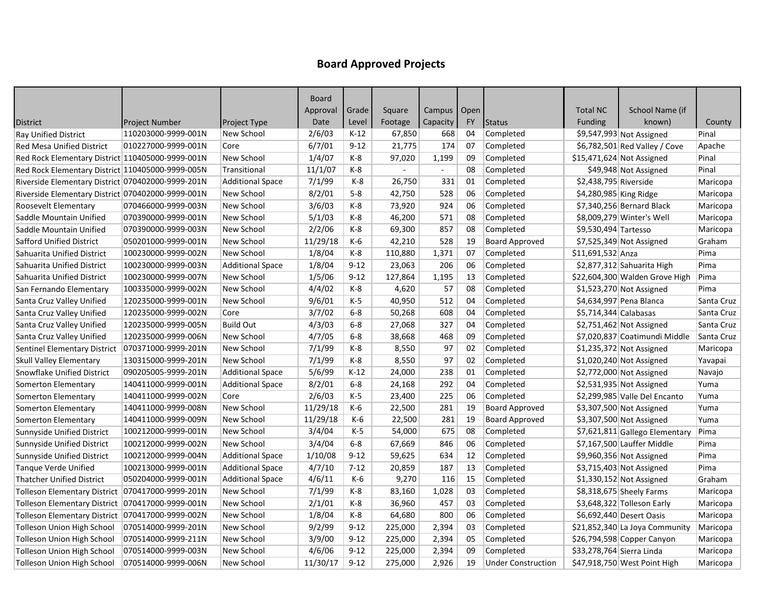## Board Approved Projects

| District | Project Number | Project Type | Board Approval Date | Grade Level | Square Footage | Campus Capacity | Open FY | Status | Total NC Funding | School Name (if known) | County |
|---|---|---|---|---|---|---|---|---|---|---|---|
| Ray Unified District | 110203000-9999-001N | New School | 2/6/03 | K-12 | 67,850 | 668 | 04 | Completed | $9,547,993 | Not Assigned | Pinal |
| Red Mesa Unified District | 010227000-9999-001N | Core | 6/7/01 | 9-12 | 21,775 | 174 | 07 | Completed | $6,782,501 | Red Valley / Cove | Apache |
| Red Rock Elementary District | 110405000-9999-001N | New School | 1/4/07 | K-8 | 97,020 | 1,199 | 09 | Completed | $15,471,624 | Not Assigned | Pinal |
| Red Rock Elementary District | 110405000-9999-005N | Transitional | 11/1/07 | K-8 | - | - | 08 | Completed | $49,948 | Not Assigned | Pinal |
| Riverside Elementary District | 070402000-9999-201N | Additional Space | 7/1/99 | K-8 | 26,750 | 331 | 01 | Completed | $2,438,795 | Riverside | Maricopa |
| Riverside Elementary District | 070402000-9999-001N | New School | 8/2/01 | 5-8 | 42,750 | 528 | 06 | Completed | $4,280,985 | King Ridge | Maricopa |
| Roosevelt Elementary | 070466000-9999-003N | New School | 3/6/03 | K-8 | 73,920 | 924 | 06 | Completed | $7,340,256 | Bernard Black | Maricopa |
| Saddle Mountain Unified | 070390000-9999-001N | New School | 5/1/03 | K-8 | 46,200 | 571 | 08 | Completed | $8,009,279 | Winter's Well | Maricopa |
| Saddle Mountain Unified | 070390000-9999-003N | New School | 2/2/06 | K-8 | 69,300 | 857 | 08 | Completed | $9,530,494 | Tartesso | Maricopa |
| Safford Unified District | 050201000-9999-001N | New School | 11/29/18 | K-6 | 42,210 | 528 | 19 | Board Approved | $7,525,349 | Not Assigned | Graham |
| Sahuarita Unified District | 100230000-9999-002N | New School | 1/8/04 | K-8 | 110,880 | 1,371 | 07 | Completed | $11,691,532 | Anza | Pima |
| Sahuarita Unified District | 100230000-9999-003N | Additional Space | 1/8/04 | 9-12 | 23,063 | 206 | 06 | Completed | $2,877,312 | Sahuarita High | Pima |
| Sahuarita Unified District | 100230000-9999-007N | New School | 1/5/06 | 9-12 | 127,864 | 1,195 | 13 | Completed | $22,604,300 | Walden Grove High | Pima |
| San Fernando Elementary | 100335000-9999-002N | New School | 4/4/02 | K-8 | 4,620 | 57 | 08 | Completed | $1,523,270 | Not Assigned | Pima |
| Santa Cruz Valley Unified | 120235000-9999-001N | New School | 9/6/01 | K-5 | 40,950 | 512 | 04 | Completed | $4,634,997 | Pena Blanca | Santa Cruz |
| Santa Cruz Valley Unified | 120235000-9999-002N | Core | 3/7/02 | 6-8 | 50,268 | 608 | 04 | Completed | $5,714,344 | Calabasas | Santa Cruz |
| Santa Cruz Valley Unified | 120235000-9999-005N | Build Out | 4/3/03 | 6-8 | 27,068 | 327 | 04 | Completed | $2,751,462 | Not Assigned | Santa Cruz |
| Santa Cruz Valley Unified | 120235000-9999-006N | New School | 4/7/05 | 6-8 | 38,668 | 468 | 09 | Completed | $7,020,837 | Coatimundi Middle | Santa Cruz |
| Sentinel Elementary District | 070371000-9999-201N | New School | 7/1/99 | K-8 | 8,550 | 97 | 02 | Completed | $1,235,372 | Not Assigned | Maricopa |
| Skull Valley Elementary | 130315000-9999-201N | New School | 7/1/99 | K-8 | 8,550 | 97 | 02 | Completed | $1,020,240 | Not Assigned | Yavapai |
| Snowflake Unified District | 090205005-9999-201N | Additional Space | 5/6/99 | K-12 | 24,000 | 238 | 01 | Completed | $2,772,000 | Not Assigned | Navajo |
| Somerton Elementary | 140411000-9999-001N | Additional Space | 8/2/01 | 6-8 | 24,168 | 292 | 04 | Completed | $2,531,935 | Not Assigned | Yuma |
| Somerton Elementary | 140411000-9999-002N | Core | 2/6/03 | K-5 | 23,400 | 225 | 06 | Completed | $2,299,985 | Valle Del Encanto | Yuma |
| Somerton Elementary | 140411000-9999-008N | New School | 11/29/18 | K-6 | 22,500 | 281 | 19 | Board Approved | $3,307,500 | Not Assigned | Yuma |
| Somerton Elementary | 140411000-9999-009N | New School | 11/29/18 | K-6 | 22,500 | 281 | 19 | Board Approved | $3,307,500 | Not Assigned | Yuma |
| Sunnyside Unified District | 100212000-9999-001N | New School | 3/4/04 | K-5 | 54,000 | 675 | 08 | Completed | $7,621,811 | Gallego Elementary | Pima |
| Sunnyside Unified District | 100212000-9999-002N | New School | 3/4/04 | 6-8 | 67,669 | 846 | 06 | Completed | $7,167,500 | Lauffer Middle | Pima |
| Sunnyside Unified District | 100212000-9999-004N | Additional Space | 1/10/08 | 9-12 | 59,625 | 634 | 12 | Completed | $9,960,356 | Not Assigned | Pima |
| Tanque Verde Unified | 100213000-9999-001N | Additional Space | 4/7/10 | 7-12 | 20,859 | 187 | 13 | Completed | $3,715,403 | Not Assigned | Pima |
| Thatcher Unified District | 050204000-9999-001N | Additional Space | 4/6/11 | K-6 | 9,270 | 116 | 15 | Completed | $1,330,152 | Not Assigned | Graham |
| Tolleson Elementary District | 070417000-9999-201N | New School | 7/1/99 | K-8 | 83,160 | 1,028 | 03 | Completed | $8,318,675 | Sheely Farms | Maricopa |
| Tolleson Elementary District | 070417000-9999-001N | New School | 2/1/01 | K-8 | 36,960 | 457 | 03 | Completed | $3,648,322 | Tolleson Early | Maricopa |
| Tolleson Elementary District | 070417000-9999-002N | New School | 1/8/04 | K-8 | 64,680 | 800 | 06 | Completed | $6,692,440 | Desert Oasis | Maricopa |
| Tolleson Union High School | 070514000-9999-201N | New School | 9/2/99 | 9-12 | 225,000 | 2,394 | 03 | Completed | $21,852,340 | La Joya Community | Maricopa |
| Tolleson Union High School | 070514000-9999-211N | New School | 3/9/00 | 9-12 | 225,000 | 2,394 | 05 | Completed | $26,794,598 | Copper Canyon | Maricopa |
| Tolleson Union High School | 070514000-9999-003N | New School | 4/6/06 | 9-12 | 225,000 | 2,394 | 09 | Completed | $33,278,764 | Sierra Linda | Maricopa |
| Tolleson Union High School | 070514000-9999-006N | New School | 11/30/17 | 9-12 | 275,000 | 2,926 | 19 | Under Construction | $47,918,750 | West Point High | Maricopa |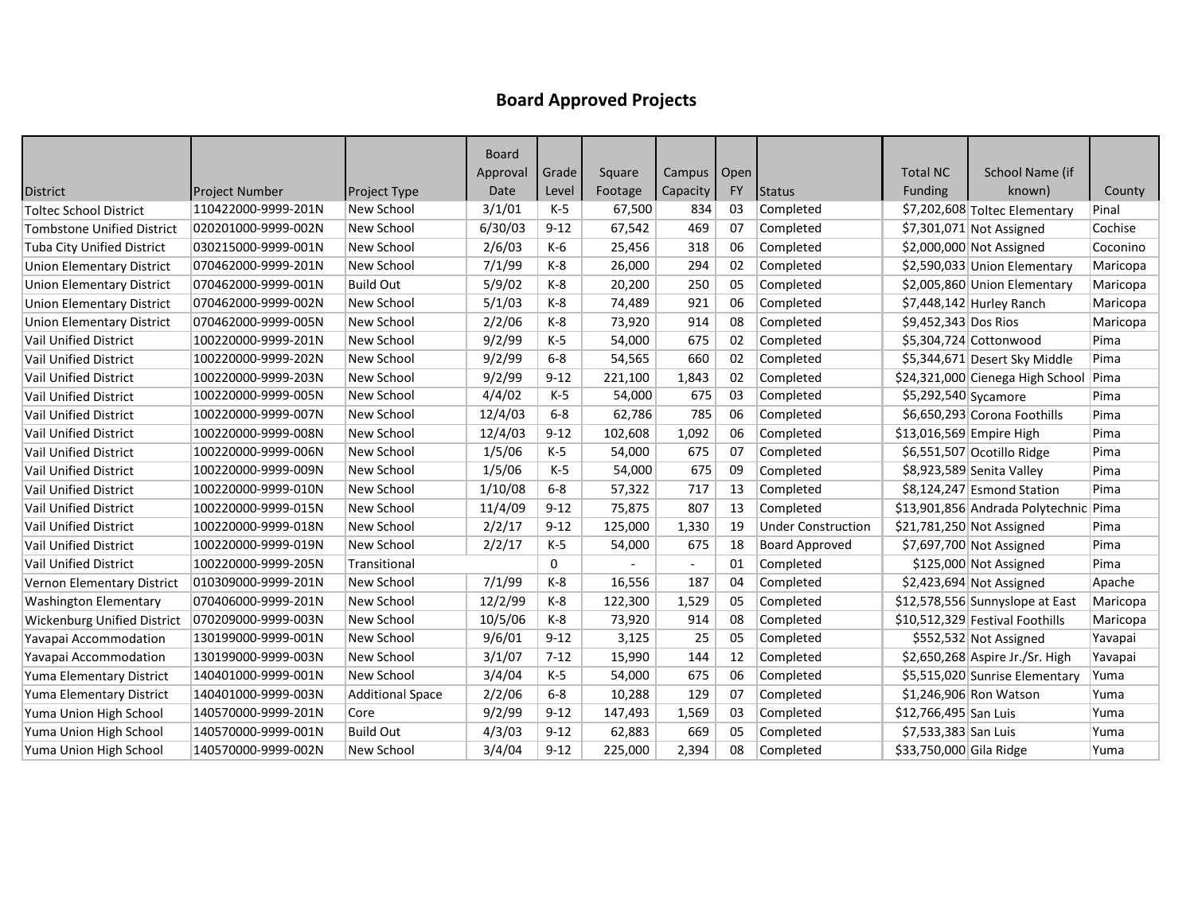# Board Approved Projects

| District | Project Number | Project Type | Board Approval Date | Grade Level | Square Footage | Campus Capacity | Open FY | Status | Total NC Funding | School Name (if known) | County |
|---|---|---|---|---|---|---|---|---|---|---|---|
| Toltec School District | 110422000-9999-201N | New School | 3/1/01 | K-5 | 67,500 | 834 | 03 | Completed | $7,202,608 | Toltec Elementary | Pinal |
| Tombstone Unified District | 020201000-9999-002N | New School | 6/30/03 | 9-12 | 67,542 | 469 | 07 | Completed | $7,301,071 | Not Assigned | Cochise |
| Tuba City Unified District | 030215000-9999-001N | New School | 2/6/03 | K-6 | 25,456 | 318 | 06 | Completed | $2,000,000 | Not Assigned | Coconino |
| Union Elementary District | 070462000-9999-201N | New School | 7/1/99 | K-8 | 26,000 | 294 | 02 | Completed | $2,590,033 | Union Elementary | Maricopa |
| Union Elementary District | 070462000-9999-001N | Build Out | 5/9/02 | K-8 | 20,200 | 250 | 05 | Completed | $2,005,860 | Union Elementary | Maricopa |
| Union Elementary District | 070462000-9999-002N | New School | 5/1/03 | K-8 | 74,489 | 921 | 06 | Completed | $7,448,142 | Hurley Ranch | Maricopa |
| Union Elementary District | 070462000-9999-005N | New School | 2/2/06 | K-8 | 73,920 | 914 | 08 | Completed | $9,452,343 | Dos Rios | Maricopa |
| Vail Unified District | 100220000-9999-201N | New School | 9/2/99 | K-5 | 54,000 | 675 | 02 | Completed | $5,304,724 | Cottonwood | Pima |
| Vail Unified District | 100220000-9999-202N | New School | 9/2/99 | 6-8 | 54,565 | 660 | 02 | Completed | $5,344,671 | Desert Sky Middle | Pima |
| Vail Unified District | 100220000-9999-203N | New School | 9/2/99 | 9-12 | 221,100 | 1,843 | 02 | Completed | $24,321,000 | Cienega High School | Pima |
| Vail Unified District | 100220000-9999-005N | New School | 4/4/02 | K-5 | 54,000 | 675 | 03 | Completed | $5,292,540 | Sycamore | Pima |
| Vail Unified District | 100220000-9999-007N | New School | 12/4/03 | 6-8 | 62,786 | 785 | 06 | Completed | $6,650,293 | Corona Foothills | Pima |
| Vail Unified District | 100220000-9999-008N | New School | 12/4/03 | 9-12 | 102,608 | 1,092 | 06 | Completed | $13,016,569 | Empire High | Pima |
| Vail Unified District | 100220000-9999-006N | New School | 1/5/06 | K-5 | 54,000 | 675 | 07 | Completed | $6,551,507 | Ocotillo Ridge | Pima |
| Vail Unified District | 100220000-9999-009N | New School | 1/5/06 | K-5 | 54,000 | 675 | 09 | Completed | $8,923,589 | Senita Valley | Pima |
| Vail Unified District | 100220000-9999-010N | New School | 1/10/08 | 6-8 | 57,322 | 717 | 13 | Completed | $8,124,247 | Esmond Station | Pima |
| Vail Unified District | 100220000-9999-015N | New School | 11/4/09 | 9-12 | 75,875 | 807 | 13 | Completed | $13,901,856 | Andrada Polytechnic | Pima |
| Vail Unified District | 100220000-9999-018N | New School | 2/2/17 | 9-12 | 125,000 | 1,330 | 19 | Under Construction | $21,781,250 | Not Assigned | Pima |
| Vail Unified District | 100220000-9999-019N | New School | 2/2/17 | K-5 | 54,000 | 675 | 18 | Board Approved | $7,697,700 | Not Assigned | Pima |
| Vail Unified District | 100220000-9999-205N | Transitional | | 0 | - | - | 01 | Completed | $125,000 | Not Assigned | Pima |
| Vernon Elementary District | 010309000-9999-201N | New School | 7/1/99 | K-8 | 16,556 | 187 | 04 | Completed | $2,423,694 | Not Assigned | Apache |
| Washington Elementary | 070406000-9999-201N | New School | 12/2/99 | K-8 | 122,300 | 1,529 | 05 | Completed | $12,578,556 | Sunnyslope at East | Maricopa |
| Wickenburg Unified District | 070209000-9999-003N | New School | 10/5/06 | K-8 | 73,920 | 914 | 08 | Completed | $10,512,329 | Festival Foothills | Maricopa |
| Yavapai Accommodation | 130199000-9999-001N | New School | 9/6/01 | 9-12 | 3,125 | 25 | 05 | Completed | $552,532 | Not Assigned | Yavapai |
| Yavapai Accommodation | 130199000-9999-003N | New School | 3/1/07 | 7-12 | 15,990 | 144 | 12 | Completed | $2,650,268 | Aspire Jr./Sr. High | Yavapai |
| Yuma Elementary District | 140401000-9999-001N | New School | 3/4/04 | K-5 | 54,000 | 675 | 06 | Completed | $5,515,020 | Sunrise Elementary | Yuma |
| Yuma Elementary District | 140401000-9999-003N | Additional Space | 2/2/06 | 6-8 | 10,288 | 129 | 07 | Completed | $1,246,906 | Ron Watson | Yuma |
| Yuma Union High School | 140570000-9999-201N | Core | 9/2/99 | 9-12 | 147,493 | 1,569 | 03 | Completed | $12,766,495 | San Luis | Yuma |
| Yuma Union High School | 140570000-9999-001N | Build Out | 4/3/03 | 9-12 | 62,883 | 669 | 05 | Completed | $7,533,383 | San Luis | Yuma |
| Yuma Union High School | 140570000-9999-002N | New School | 3/4/04 | 9-12 | 225,000 | 2,394 | 08 | Completed | $33,750,000 | Gila Ridge | Yuma |